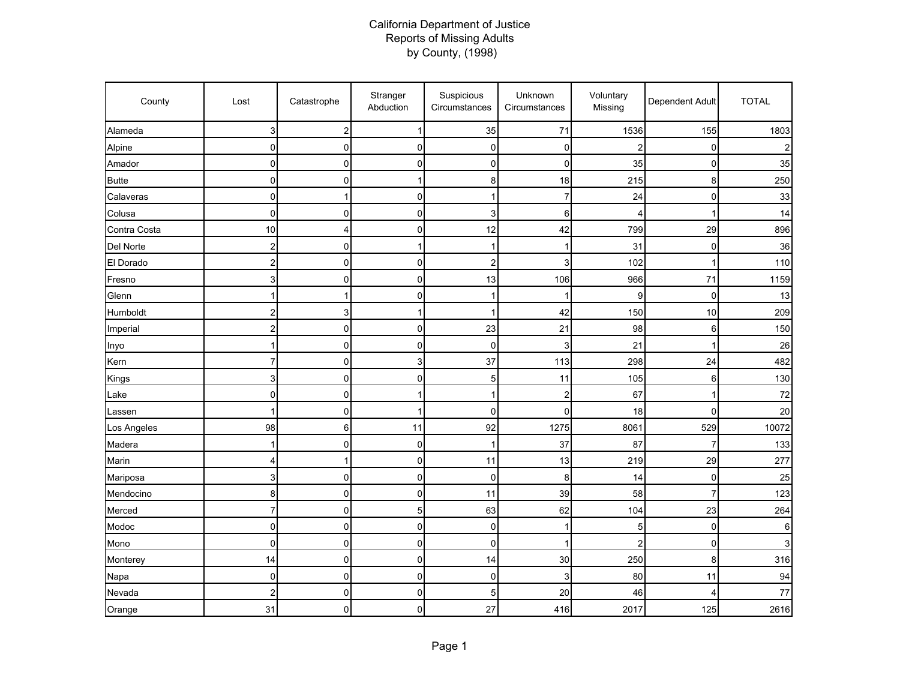# California Department of Justice
## Reports of Missing Adults
### by County, (1998)

| County | Lost | Catastrophe | Stranger Abduction | Suspicious Circumstances | Unknown Circumstances | Voluntary Missing | Dependent Adult | TOTAL |
|---|---|---|---|---|---|---|---|---|
| Alameda | 3 | 2 | 1 | 35 | 71 | 1536 | 155 | 1803 |
| Alpine | 0 | 0 | 0 | 0 | 0 | 2 | 0 | 2 |
| Amador | 0 | 0 | 0 | 0 | 0 | 35 | 0 | 35 |
| Butte | 0 | 0 | 1 | 8 | 18 | 215 | 8 | 250 |
| Calaveras | 0 | 1 | 0 | 1 | 7 | 24 | 0 | 33 |
| Colusa | 0 | 0 | 0 | 3 | 6 | 4 | 1 | 14 |
| Contra Costa | 10 | 4 | 0 | 12 | 42 | 799 | 29 | 896 |
| Del Norte | 2 | 0 | 1 | 1 | 1 | 31 | 0 | 36 |
| El Dorado | 2 | 0 | 0 | 2 | 3 | 102 | 1 | 110 |
| Fresno | 3 | 0 | 0 | 13 | 106 | 966 | 71 | 1159 |
| Glenn | 1 | 1 | 0 | 1 | 1 | 9 | 0 | 13 |
| Humboldt | 2 | 3 | 1 | 1 | 42 | 150 | 10 | 209 |
| Imperial | 2 | 0 | 0 | 23 | 21 | 98 | 6 | 150 |
| Inyo | 1 | 0 | 0 | 0 | 3 | 21 | 1 | 26 |
| Kern | 7 | 0 | 3 | 37 | 113 | 298 | 24 | 482 |
| Kings | 3 | 0 | 0 | 5 | 11 | 105 | 6 | 130 |
| Lake | 0 | 0 | 1 | 1 | 2 | 67 | 1 | 72 |
| Lassen | 1 | 0 | 1 | 0 | 0 | 18 | 0 | 20 |
| Los Angeles | 98 | 6 | 11 | 92 | 1275 | 8061 | 529 | 10072 |
| Madera | 1 | 0 | 0 | 1 | 37 | 87 | 7 | 133 |
| Marin | 4 | 1 | 0 | 11 | 13 | 219 | 29 | 277 |
| Mariposa | 3 | 0 | 0 | 0 | 8 | 14 | 0 | 25 |
| Mendocino | 8 | 0 | 0 | 11 | 39 | 58 | 7 | 123 |
| Merced | 7 | 0 | 5 | 63 | 62 | 104 | 23 | 264 |
| Modoc | 0 | 0 | 0 | 0 | 1 | 5 | 0 | 6 |
| Mono | 0 | 0 | 0 | 0 | 1 | 2 | 0 | 3 |
| Monterey | 14 | 0 | 0 | 14 | 30 | 250 | 8 | 316 |
| Napa | 0 | 0 | 0 | 0 | 3 | 80 | 11 | 94 |
| Nevada | 2 | 0 | 0 | 5 | 20 | 46 | 4 | 77 |
| Orange | 31 | 0 | 0 | 27 | 416 | 2017 | 125 | 2616 |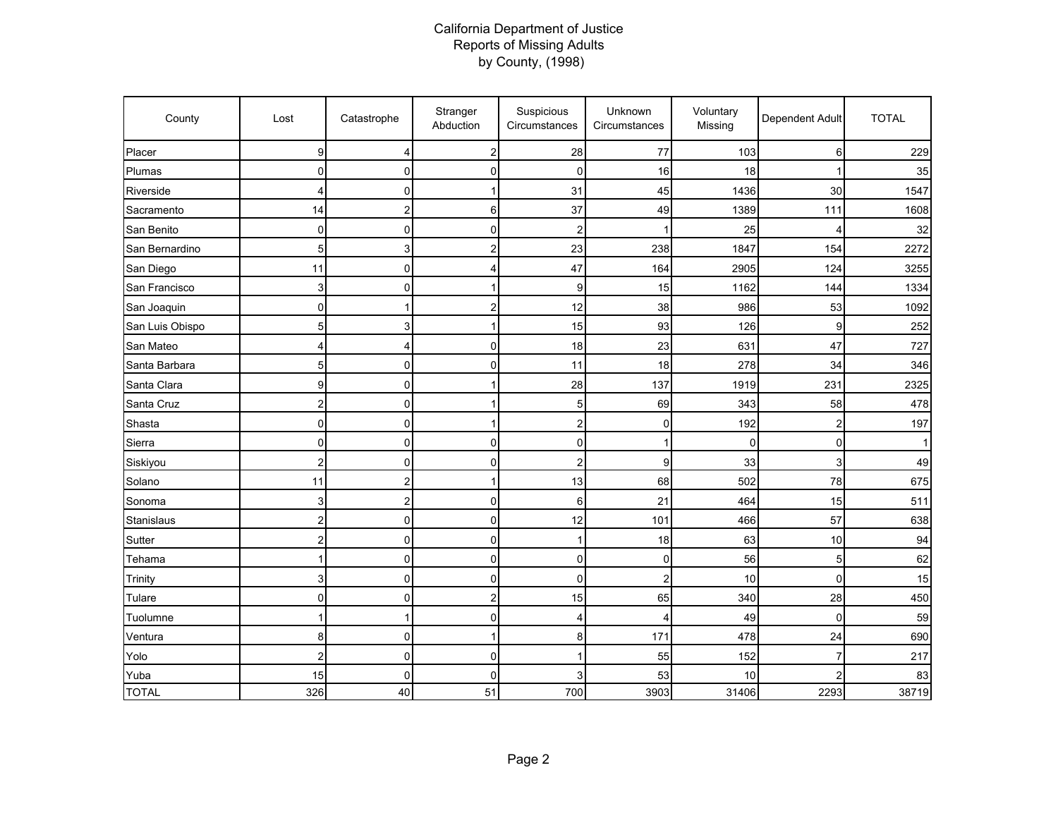California Department of Justice
Reports of Missing Adults
by County, (1998)

| County | Lost | Catastrophe | Stranger Abduction | Suspicious Circumstances | Unknown Circumstances | Voluntary Missing | Dependent Adult | TOTAL |
|---|---|---|---|---|---|---|---|---|
| Placer | 9 | 4 | 2 | 28 | 77 | 103 | 6 | 229 |
| Plumas | 0 | 0 | 0 | 0 | 16 | 18 | 1 | 35 |
| Riverside | 4 | 0 | 1 | 31 | 45 | 1436 | 30 | 1547 |
| Sacramento | 14 | 2 | 6 | 37 | 49 | 1389 | 111 | 1608 |
| San Benito | 0 | 0 | 0 | 2 | 1 | 25 | 4 | 32 |
| San Bernardino | 5 | 3 | 2 | 23 | 238 | 1847 | 154 | 2272 |
| San Diego | 11 | 0 | 4 | 47 | 164 | 2905 | 124 | 3255 |
| San Francisco | 3 | 0 | 1 | 9 | 15 | 1162 | 144 | 1334 |
| San Joaquin | 0 | 1 | 2 | 12 | 38 | 986 | 53 | 1092 |
| San Luis Obispo | 5 | 3 | 1 | 15 | 93 | 126 | 9 | 252 |
| San Mateo | 4 | 4 | 0 | 18 | 23 | 631 | 47 | 727 |
| Santa Barbara | 5 | 0 | 0 | 11 | 18 | 278 | 34 | 346 |
| Santa Clara | 9 | 0 | 1 | 28 | 137 | 1919 | 231 | 2325 |
| Santa Cruz | 2 | 0 | 1 | 5 | 69 | 343 | 58 | 478 |
| Shasta | 0 | 0 | 1 | 2 | 0 | 192 | 2 | 197 |
| Sierra | 0 | 0 | 0 | 0 | 1 | 0 | 0 | 1 |
| Siskiyou | 2 | 0 | 0 | 2 | 9 | 33 | 3 | 49 |
| Solano | 11 | 2 | 1 | 13 | 68 | 502 | 78 | 675 |
| Sonoma | 3 | 2 | 0 | 6 | 21 | 464 | 15 | 511 |
| Stanislaus | 2 | 0 | 0 | 12 | 101 | 466 | 57 | 638 |
| Sutter | 2 | 0 | 0 | 1 | 18 | 63 | 10 | 94 |
| Tehama | 1 | 0 | 0 | 0 | 0 | 56 | 5 | 62 |
| Trinity | 3 | 0 | 0 | 0 | 2 | 10 | 0 | 15 |
| Tulare | 0 | 0 | 2 | 15 | 65 | 340 | 28 | 450 |
| Tuolumne | 1 | 1 | 0 | 4 | 4 | 49 | 0 | 59 |
| Ventura | 8 | 0 | 1 | 8 | 171 | 478 | 24 | 690 |
| Yolo | 2 | 0 | 0 | 1 | 55 | 152 | 7 | 217 |
| Yuba | 15 | 0 | 0 | 3 | 53 | 10 | 2 | 83 |
| TOTAL | 326 | 40 | 51 | 700 | 3903 | 31406 | 2293 | 38719 |